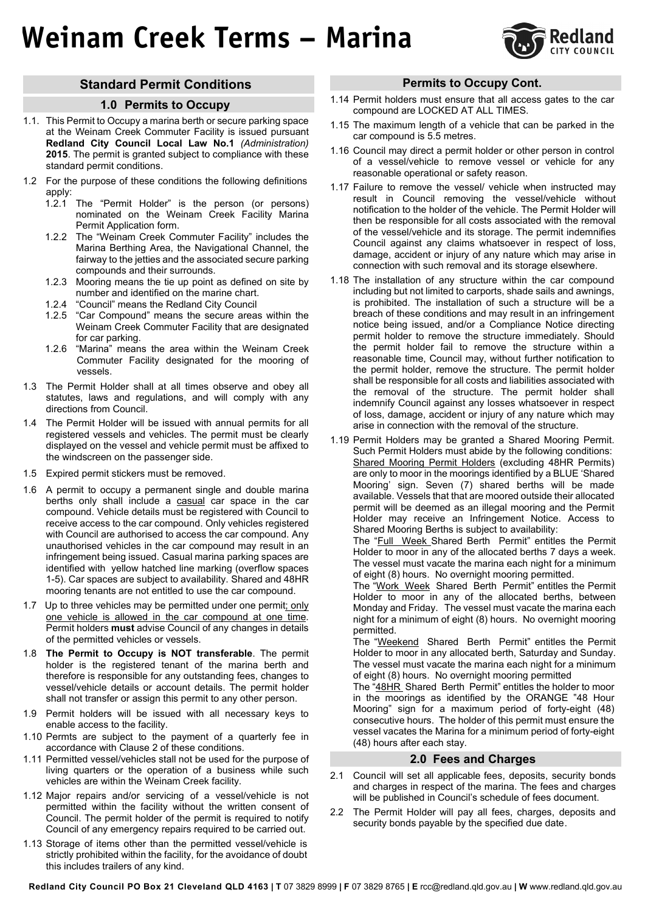# Weinam Creek Terms – Marina

## Standard Permit Conditions

### 1.0 Permits to Occupy

1.1. This Permit to Occupy a marina berth or secure parking space at the Weinam Creek Commuter Facility is issued pursuant **Redland City Council Local Law No.1** *(Administration)* **2015**. The permit is granted subject to compliance with these standard permit conditions.

1.2 For the purpose of these conditions the following definitions apply:

1.2.1 The "Permit Holder" is the person (or persons) nominated on the Weinam Creek Facility Marina Permit Application form.

1.2.2 The "Weinam Creek Commuter Facility" includes the Marina Berthing Area, the Navigational Channel, the fairway to the jetties and the associated secure parking compounds and their surrounds.

1.2.3 Mooring means the tie up point as defined on site by number and identified on the marine chart.

1.2.4 "Council" means the Redland City Council

1.2.5 "Car Compound" means the secure areas within the Weinam Creek Commuter Facility that are designated for car parking.

1.2.6 "Marina" means the area within the Weinam Creek Commuter Facility designated for the mooring of vessels.

1.3 The Permit Holder shall at all times observe and obey all statutes, laws and regulations, and will comply with any directions from Council.

1.4 The Permit Holder will be issued with annual permits for all registered vessels and vehicles. The permit must be clearly displayed on the vessel and vehicle permit must be affixed to the windscreen on the passenger side.

1.5 Expired permit stickers must be removed.

1.6 A permit to occupy a permanent single and double marina berths only shall include a casual car space in the car compound. Vehicle details must be registered with Council to receive access to the car compound. Only vehicles registered with Council are authorised to access the car compound. Any unauthorised vehicles in the car compound may result in an infringement being issued. Casual marina parking spaces are identified with yellow hatched line marking (overflow spaces 1-5). Car spaces are subject to availability. Shared and 48HR mooring tenants are not entitled to use the car compound.

1.7 Up to three vehicles may be permitted under one permit; only one vehicle is allowed in the car compound at one time. Permit holders **must** advise Council of any changes in details of the permitted vehicles or vessels.

1.8 **The Permit to Occupy is NOT transferable**. The permit holder is the registered tenant of the marina berth and therefore is responsible for any outstanding fees, changes to vessel/vehicle details or account details. The permit holder shall not transfer or assign this permit to any other person.

1.9 Permit holders will be issued with all necessary keys to enable access to the facility.

1.10 Permts are subject to the payment of a quarterly fee in accordance with Clause 2 of these conditions.

1.11 Permitted vessel/vehicles stall not be used for the purpose of living quarters or the operation of a business while such vehicles are within the Weinam Creek facility.

1.12 Major repairs and/or servicing of a vessel/vehicle is not permitted within the facility without the written consent of Council. The permit holder of the permit is required to notify Council of any emergency repairs required to be carried out.

1.13 Storage of items other than the permitted vessel/vehicle is strictly prohibited within the facility, for the avoidance of doubt this includes trailers of any kind.

### Permits to Occupy Cont.

1.14 Permit holders must ensure that all access gates to the car compound are LOCKED AT ALL TIMES.

1.15 The maximum length of a vehicle that can be parked in the car compound is 5.5 metres.

1.16 Council may direct a permit holder or other person in control of a vessel/vehicle to remove vessel or vehicle for any reasonable operational or safety reason.

1.17 Failure to remove the vessel/ vehicle when instructed may result in Council removing the vessel/vehicle without notification to the holder of the vehicle. The Permit Holder will then be responsible for all costs associated with the removal of the vessel/vehicle and its storage. The permit indemnifies Council against any claims whatsoever in respect of loss, damage, accident or injury of any nature which may arise in connection with such removal and its storage elsewhere.

1.18 The installation of any structure within the car compound including but not limited to carports, shade sails and awnings, is prohibited. The installation of such a structure will be a breach of these conditions and may result in an infringement notice being issued, and/or a Compliance Notice directing permit holder to remove the structure immediately. Should the permit holder fail to remove the structure within a reasonable time, Council may, without further notification to the permit holder, remove the structure. The permit holder shall be responsible for all costs and liabilities associated with the removal of the structure. The permit holder shall indemnify Council against any losses whatsoever in respect of loss, damage, accident or injury of any nature which may arise in connection with the removal of the structure.

1.19 Permit Holders may be granted a Shared Mooring Permit. Such Permit Holders must abide by the following conditions: Shared Mooring Permit Holders (excluding 48HR Permits) are only to moor in the moorings identified by a BLUE 'Shared Mooring' sign. Seven (7) shared berths will be made available. Vessels that that are moored outside their allocated permit will be deemed as an illegal mooring and the Permit Holder may receive an Infringement Notice. Access to Shared Mooring Berths is subject to availability:

The "Full Week Shared Berth Permit" entitles the Permit Holder to moor in any of the allocated berths 7 days a week. The vessel must vacate the marina each night for a minimum of eight (8) hours. No overnight mooring permitted.

The "Work Week Shared Berth Permit" entitles the Permit Holder to moor in any of the allocated berths, between Monday and Friday. The vessel must vacate the marina each night for a minimum of eight (8) hours. No overnight mooring permitted.

The "Weekend Shared Berth Permit" entitles the Permit Holder to moor in any allocated berth, Saturday and Sunday. The vessel must vacate the marina each night for a minimum of eight (8) hours. No overnight mooring permitted

The "48HR Shared Berth Permit" entitles the holder to moor in the moorings as identified by the ORANGE "48 Hour Mooring" sign for a maximum period of forty-eight (48) consecutive hours. The holder of this permit must ensure the vessel vacates the Marina for a minimum period of forty-eight (48) hours after each stay.

### 2.0 Fees and Charges

2.1 Council will set all applicable fees, deposits, security bonds and charges in respect of the marina. The fees and charges will be published in Council's schedule of fees document.

2.2 The Permit Holder will pay all fees, charges, deposits and security bonds payable by the specified due date.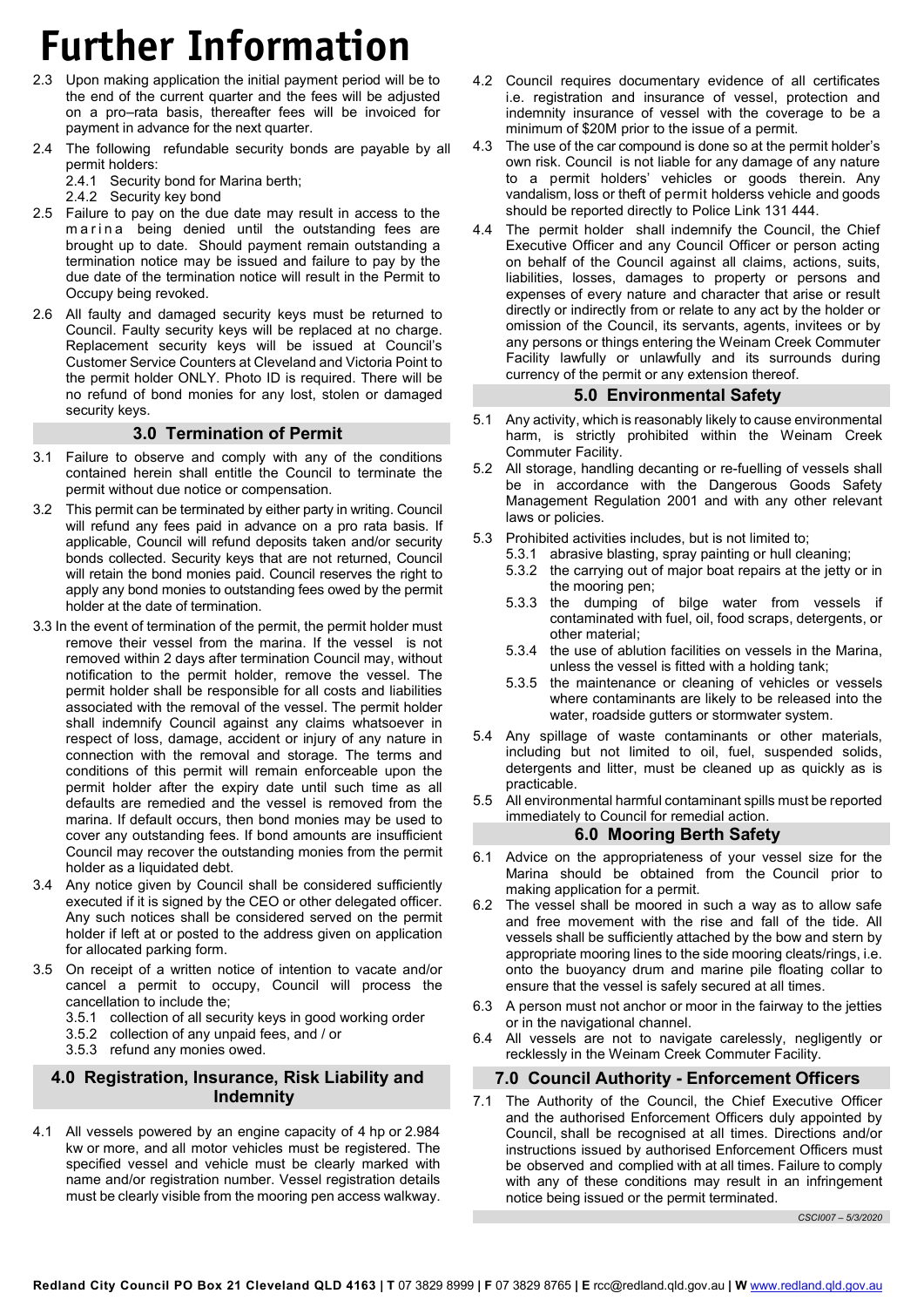# Further Information

2.3 Upon making application the initial payment period will be to the end of the current quarter and the fees will be adjusted on a pro–rata basis, thereafter fees will be invoiced for payment in advance for the next quarter.

2.4 The following refundable security bonds are payable by all permit holders:
- 2.4.1 Security bond for Marina berth;
- 2.4.2 Security key bond

2.5 Failure to pay on the due date may result in access to the marina being denied until the outstanding fees are brought up to date. Should payment remain outstanding a termination notice may be issued and failure to pay by the due date of the termination notice will result in the Permit to Occupy being revoked.

2.6 All faulty and damaged security keys must be returned to Council. Faulty security keys will be replaced at no charge. Replacement security keys will be issued at Council's Customer Service Counters at Cleveland and Victoria Point to the permit holder ONLY. Photo ID is required. There will be no refund of bond monies for any lost, stolen or damaged security keys.

## 3.0 Termination of Permit

3.1 Failure to observe and comply with any of the conditions contained herein shall entitle the Council to terminate the permit without due notice or compensation.

3.2 This permit can be terminated by either party in writing. Council will refund any fees paid in advance on a pro rata basis. If applicable, Council will refund deposits taken and/or security bonds collected. Security keys that are not returned, Council will retain the bond monies paid. Council reserves the right to apply any bond monies to outstanding fees owed by the permit holder at the date of termination.

3.3 In the event of termination of the permit, the permit holder must remove their vessel from the marina. If the vessel is not removed within 2 days after termination Council may, without notification to the permit holder, remove the vessel. The permit holder shall be responsible for all costs and liabilities associated with the removal of the vessel. The permit holder shall indemnify Council against any claims whatsoever in respect of loss, damage, accident or injury of any nature in connection with the removal and storage. The terms and conditions of this permit will remain enforceable upon the permit holder after the expiry date until such time as all defaults are remedied and the vessel is removed from the marina. If default occurs, then bond monies may be used to cover any outstanding fees. If bond amounts are insufficient Council may recover the outstanding monies from the permit holder as a liquidated debt.

3.4 Any notice given by Council shall be considered sufficiently executed if it is signed by the CEO or other delegated officer. Any such notices shall be considered served on the permit holder if left at or posted to the address given on application for allocated parking form.

3.5 On receipt of a written notice of intention to vacate and/or cancel a permit to occupy, Council will process the cancellation to include the;
- 3.5.1 collection of all security keys in good working order
- 3.5.2 collection of any unpaid fees, and / or
- 3.5.3 refund any monies owed.

## 4.0 Registration, Insurance, Risk Liability and Indemnity

4.1 All vessels powered by an engine capacity of 4 hp or 2.984 kw or more, and all motor vehicles must be registered. The specified vessel and vehicle must be clearly marked with name and/or registration number. Vessel registration details must be clearly visible from the mooring pen access walkway.

4.2 Council requires documentary evidence of all certificates i.e. registration and insurance of vessel, protection and indemnity insurance of vessel with the coverage to be a minimum of $20M prior to the issue of a permit.

4.3 The use of the car compound is done so at the permit holder's own risk. Council is not liable for any damage of any nature to a permit holders' vehicles or goods therein. Any vandalism, loss or theft of permit holderss vehicle and goods should be reported directly to Police Link 131 444.

4.4 The permit holder shall indemnify the Council, the Chief Executive Officer and any Council Officer or person acting on behalf of the Council against all claims, actions, suits, liabilities, losses, damages to property or persons and expenses of every nature and character that arise or result directly or indirectly from or relate to any act by the holder or omission of the Council, its servants, agents, invitees or by any persons or things entering the Weinam Creek Commuter Facility lawfully or unlawfully and its surrounds during currency of the permit or any extension thereof.

## 5.0 Environmental Safety

5.1 Any activity, which is reasonably likely to cause environmental harm, is strictly prohibited within the Weinam Creek Commuter Facility.

5.2 All storage, handling decanting or re-fuelling of vessels shall be in accordance with the Dangerous Goods Safety Management Regulation 2001 and with any other relevant laws or policies.

5.3 Prohibited activities includes, but is not limited to;
- 5.3.1 abrasive blasting, spray painting or hull cleaning;
- 5.3.2 the carrying out of major boat repairs at the jetty or in the mooring pen;
- 5.3.3 the dumping of bilge water from vessels if contaminated with fuel, oil, food scraps, detergents, or other material;
- 5.3.4 the use of ablution facilities on vessels in the Marina, unless the vessel is fitted with a holding tank;
- 5.3.5 the maintenance or cleaning of vehicles or vessels where contaminants are likely to be released into the water, roadside gutters or stormwater system.

5.4 Any spillage of waste contaminants or other materials, including but not limited to oil, fuel, suspended solids, detergents and litter, must be cleaned up as quickly as is practicable.

5.5 All environmental harmful contaminant spills must be reported immediately to Council for remedial action.

## 6.0 Mooring Berth Safety

6.1 Advice on the appropriateness of your vessel size for the Marina should be obtained from the Council prior to making application for a permit.

6.2 The vessel shall be moored in such a way as to allow safe and free movement with the rise and fall of the tide. All vessels shall be sufficiently attached by the bow and stern by appropriate mooring lines to the side mooring cleats/rings, i.e. onto the buoyancy drum and marine pile floating collar to ensure that the vessel is safely secured at all times.

6.3 A person must not anchor or moor in the fairway to the jetties or in the navigational channel.

6.4 All vessels are not to navigate carelessly, negligently or recklessly in the Weinam Creek Commuter Facility.

## 7.0 Council Authority - Enforcement Officers

7.1 The Authority of the Council, the Chief Executive Officer and the authorised Enforcement Officers duly appointed by Council, shall be recognised at all times. Directions and/or instructions issued by authorised Enforcement Officers must be observed and complied with at all times. Failure to comply with any of these conditions may result in an infringement notice being issued or the permit terminated.

*CSCI007 – 5/3/2020*

**Redland City Council PO Box 21 Cleveland QLD 4163 | T** 07 3829 8999 **| F** 07 3829 8765 **| E** rcc@redland.qld.gov.au **| W** www.redland.qld.gov.au